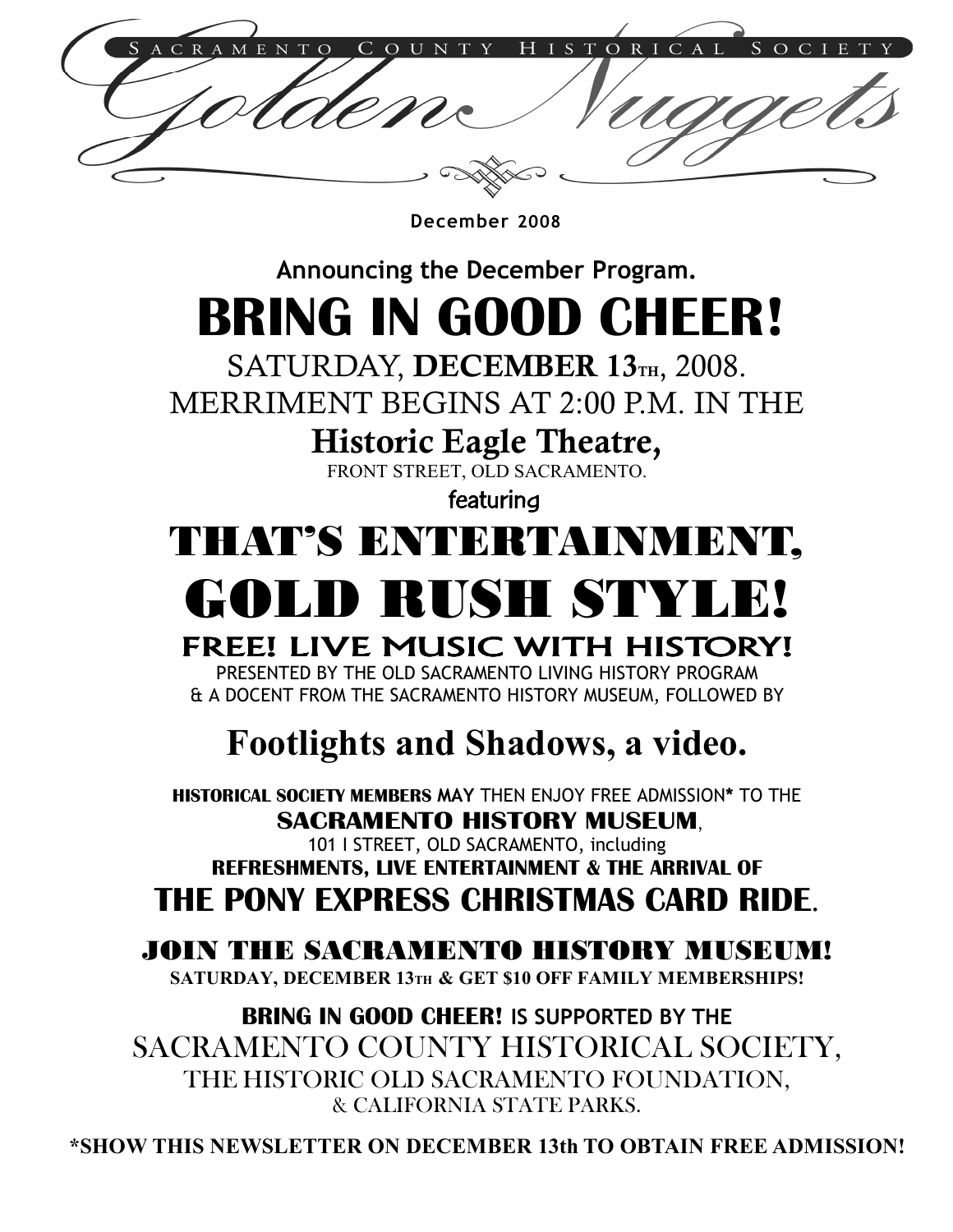# Sacramento County Historical Society

# Golden Nuggets

**December 2008**

**Announcing the December Program.**

# BRING IN GOOD CHEER!

SATURDAY, **DECEMBER 13TH**, 2008.

MERRIMENT BEGINS AT 2:00 P.M. IN THE

## Historic Eagle Theatre,

FRONT STREET, OLD SACRAMENTO.

featuring

# THAT'S ENTERTAINMENT, GOLD RUSH STYLE!

## FREE! LIVE MUSIC WITH HISTORY!

PRESENTED BY THE OLD SACRAMENTO LIVING HISTORY PROGRAM & A DOCENT FROM THE SACRAMENTO HISTORY MUSEUM, FOLLOWED BY

## Footlights and Shadows, a video.

**HISTORICAL SOCIETY MEMBERS MAY** THEN ENJOY FREE ADMISSION* TO THE **SACRAMENTO HISTORY MUSEUM**, 101 I STREET, OLD SACRAMENTO, including **REFRESHMENTS, LIVE ENTERTAINMENT & THE ARRIVAL OF**

## THE PONY EXPRESS CHRISTMAS CARD RIDE.

## JOIN THE SACRAMENTO HISTORY MUSEUM!

**SATURDAY, DECEMBER 13TH & GET $10 OFF FAMILY MEMBERSHIPS!**

**BRING IN GOOD CHEER!** IS SUPPORTED BY THE SACRAMENTO COUNTY HISTORICAL SOCIETY, THE HISTORIC OLD SACRAMENTO FOUNDATION, & CALIFORNIA STATE PARKS.

**\*SHOW THIS NEWSLETTER ON DECEMBER 13th TO OBTAIN FREE ADMISSION!**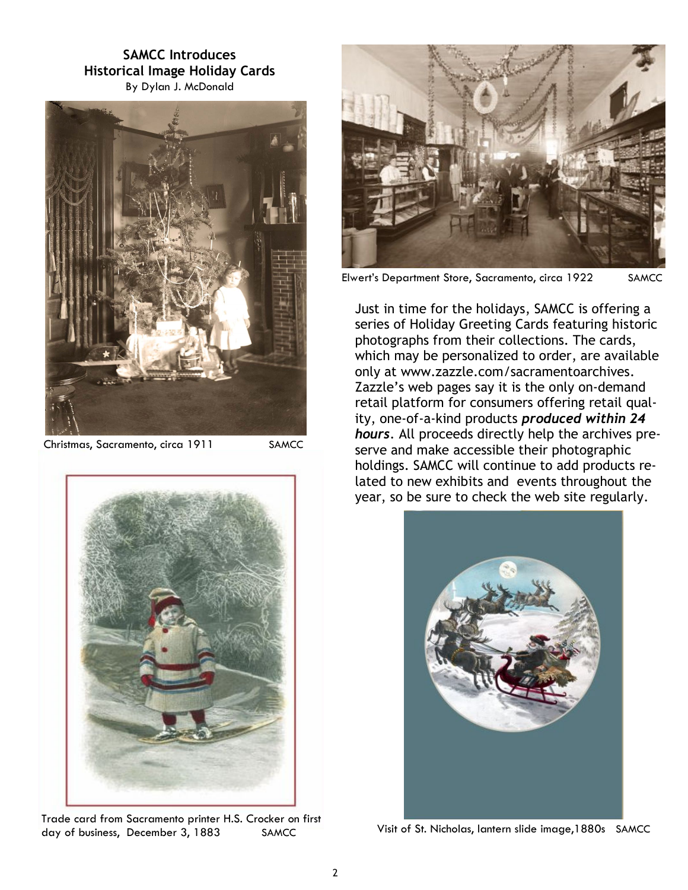## SAMCC Introduces Historical Image Holiday Cards

By Dylan J. McDonald

Christmas, Sacramento, circa 1911 SAMCC

Trade card from Sacramento printer H.S. Crocker on first day of business, December 3, 1883 SAMCC

Elwert's Department Store, Sacramento, circa 1922 SAMCC

Just in time for the holidays, SAMCC is offering a series of Holiday Greeting Cards featuring historic photographs from their collections. The cards, which may be personalized to order, are available only at www.zazzle.com/sacramentoarchives. Zazzle's web pages say it is the only on-demand retail platform for consumers offering retail quality, one-of-a-kind products ***produced within 24 hours***. All proceeds directly help the archives preserve and make accessible their photographic holdings. SAMCC will continue to add products related to new exhibits and events throughout the year, so be sure to check the web site regularly.

Visit of St. Nicholas, lantern slide image,1880s SAMCC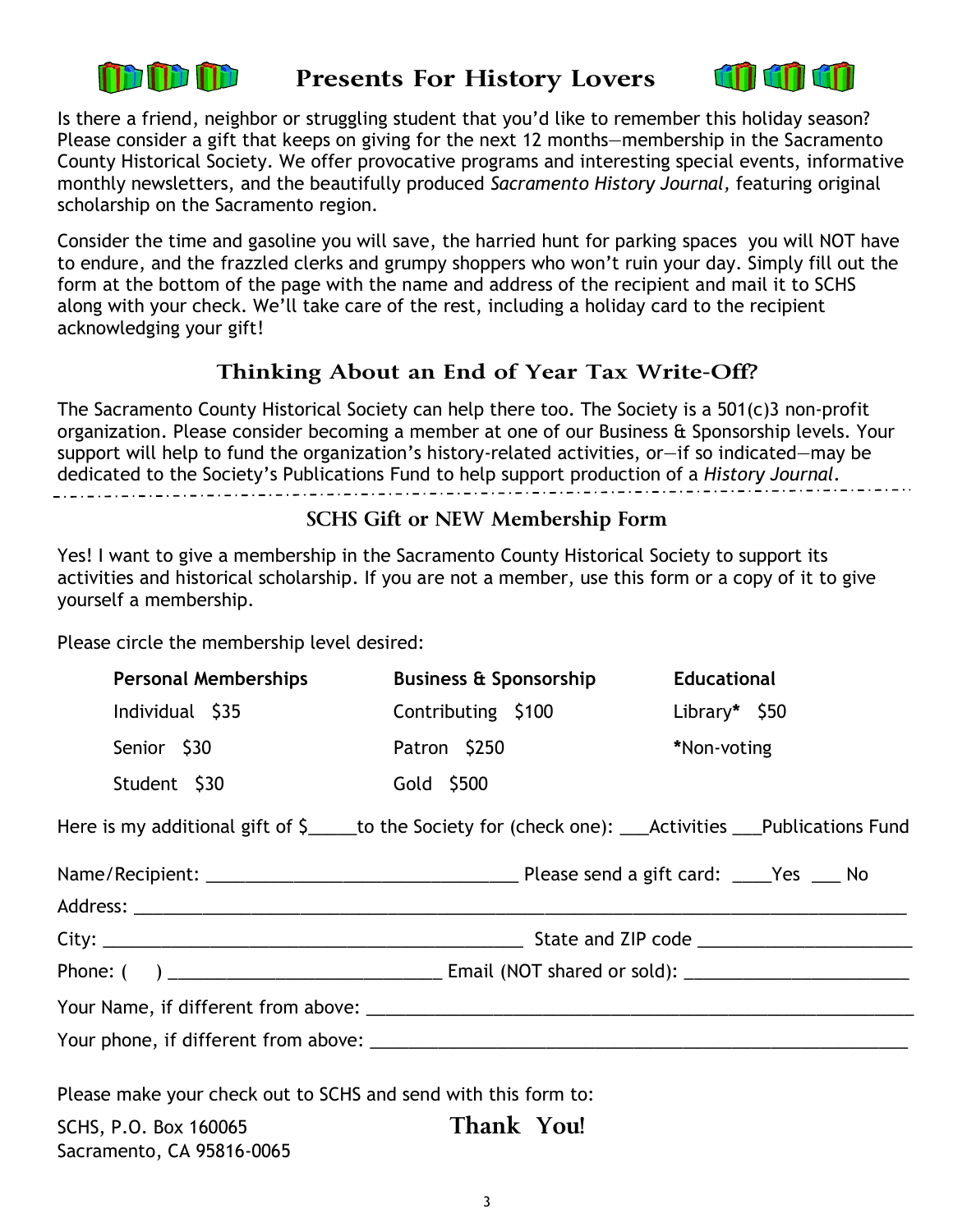## Presents For History Lovers

Is there a friend, neighbor or struggling student that you'd like to remember this holiday season? Please consider a gift that keeps on giving for the next 12 months—membership in the Sacramento County Historical Society. We offer provocative programs and interesting special events, informative monthly newsletters, and the beautifully produced *Sacramento History Journal,* featuring original scholarship on the Sacramento region.

Consider the time and gasoline you will save, the harried hunt for parking spaces you will NOT have to endure, and the frazzled clerks and grumpy shoppers who won't ruin your day. Simply fill out the form at the bottom of the page with the name and address of the recipient and mail it to SCHS along with your check. We'll take care of the rest, including a holiday card to the recipient acknowledging your gift!

## Thinking About an End of Year Tax Write-Off?

The Sacramento County Historical Society can help there too. The Society is a 501(c)3 non-profit organization. Please consider becoming a member at one of our Business & Sponsorship levels. Your support will help to fund the organization's history-related activities, or—if so indicated—may be dedicated to the Society's Publications Fund to help support production of a *History Journal*.

---

### SCHS Gift or NEW Membership Form

Yes! I want to give a membership in the Sacramento County Historical Society to support its activities and historical scholarship. If you are not a member, use this form or a copy of it to give yourself a membership.

Please circle the membership level desired:

| **Personal Memberships** | **Business & Sponsorship** | **Educational** |
|---|---|---|
| Individual $35 | Contributing $100 | Library* $50 |
| Senior $30 | Patron $250 | *Non-voting |
| Student $30 | Gold $500 | |

Here is my additional gift of $_____ to the Society for (check one): ___Activities ___Publications Fund

Name/Recipient: ________________________________ Please send a gift card: ____Yes ___ No

Address: ________________________________________________________________________

City: ___________________________________________ State and ZIP code ______________________

Phone: (    ) ____________________________ Email (NOT shared or sold): _______________________

Your Name, if different from above: ________________________________________________________

Your phone, if different from above: _______________________________________________________

Please make your check out to SCHS and send with this form to:

SCHS, P.O. Box 160065
Sacramento, CA 95816-0065

**Thank You!**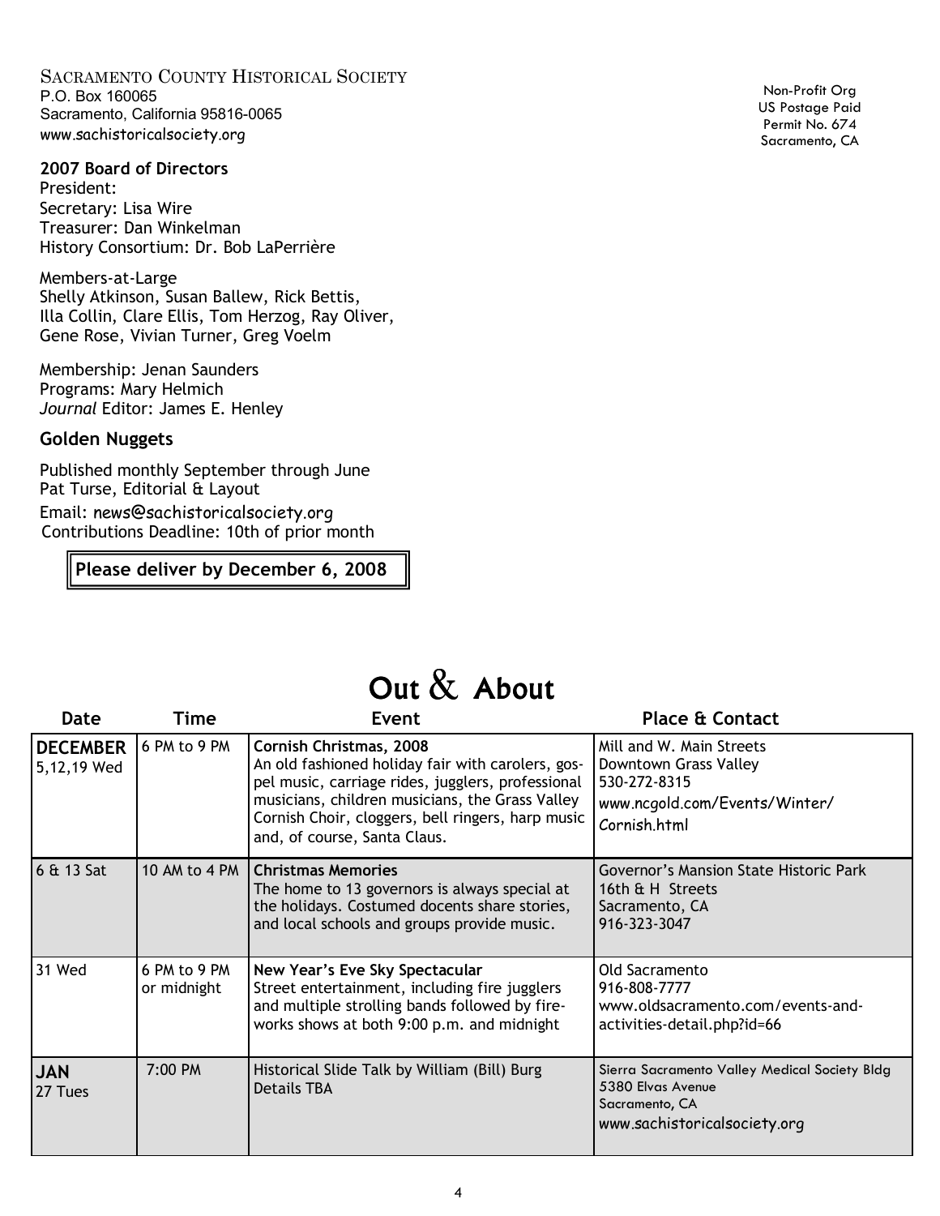SACRAMENTO COUNTY HISTORICAL SOCIETY
P.O. Box 160065
Sacramento, California 95816-0065
www.sachistoricalsociety.org

Non-Profit Org
US Postage Paid
Permit No. 674
Sacramento, CA

**2007 Board of Directors**
President:
Secretary: Lisa Wire
Treasurer: Dan Winkelman
History Consortium: Dr. Bob LaPerrière

Members-at-Large
Shelly Atkinson, Susan Ballew, Rick Bettis,
Illa Collin, Clare Ellis, Tom Herzog, Ray Oliver,
Gene Rose, Vivian Turner, Greg Voelm

Membership: Jenan Saunders
Programs: Mary Helmich
*Journal* Editor: James E. Henley

**Golden Nuggets**

Published monthly September through June
Pat Turse, Editorial & Layout
Email: news@sachistoricalsociety.org
Contributions Deadline: 10th of prior month

**Please deliver by December 6, 2008**

# Out & About

| Date | Time | Event | Place & Contact |
|---|---|---|---|
| **DECEMBER** 5,12,19 Wed | 6 PM to 9 PM | **Cornish Christmas, 2008** An old fashioned holiday fair with carolers, gospel music, carriage rides, jugglers, professional musicians, children musicians, the Grass Valley Cornish Choir, cloggers, bell ringers, harp music and, of course, Santa Claus. | Mill and W. Main Streets Downtown Grass Valley 530-272-8315 www.ncgold.com/Events/Winter/Cornish.html |
| 6 & 13 Sat | 10 AM to 4 PM | **Christmas Memories** The home to 13 governors is always special at the holidays. Costumed docents share stories, and local schools and groups provide music. | Governor's Mansion State Historic Park 16th & H Streets Sacramento, CA 916-323-3047 |
| 31 Wed | 6 PM to 9 PM or midnight | **New Year's Eve Sky Spectacular** Street entertainment, including fire jugglers and multiple strolling bands followed by fireworks shows at both 9:00 p.m. and midnight | Old Sacramento 916-808-7777 www.oldsacramento.com/events-and-activities-detail.php?id=66 |
| **JAN** 27 Tues | 7:00 PM | Historical Slide Talk by William (Bill) Burg Details TBA | Sierra Sacramento Valley Medical Society Bldg 5380 Elvas Avenue Sacramento, CA www.sachistoricalsociety.org |